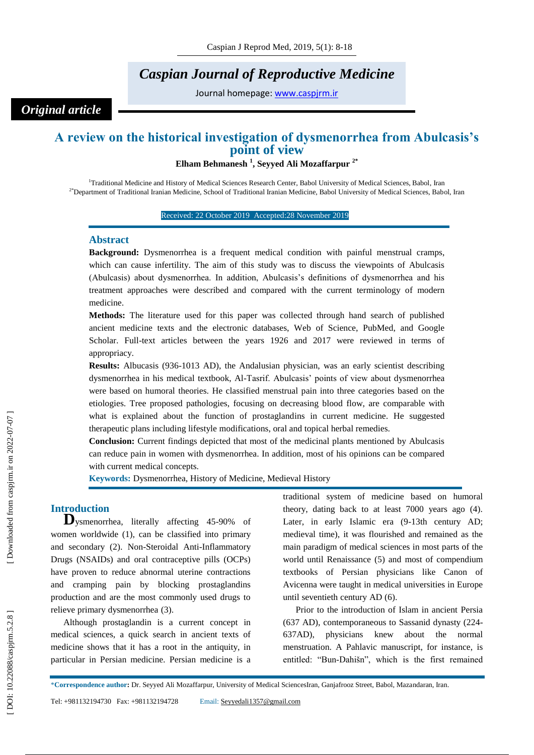*Caspian Journal of Reproductive Medicine*

Journal homepage: www.caspjrm.ir

*Original article*

# A review on the historical investigation of dysmenorrhea from Abulcasis's point of view

**Elham Behmanesh [1], Seyyed Ali Mozaffarpur [2*]**

[1]Traditional Medicine and History of Medical Sciences Research Center, Babol University of Medical Sciences, Babol, Iran
[2*]Department of Traditional Iranian Medicine, School of Traditional Iranian Medicine, Babol University of Medical Sciences, Babol, Iran

Received: 22 October 2019 Accepted:28 November 2019

## Abstract

**Background:** Dysmenorrhea is a frequent medical condition with painful menstrual cramps, which can cause infertility. The aim of this study was to discuss the viewpoints of Abulcasis (Abulcasis) about dysmenorrhea. In addition, Abulcasis's definitions of dysmenorrhea and his treatment approaches were described and compared with the current terminology of modern medicine.

**Methods:** The literature used for this paper was collected through hand search of published ancient medicine texts and the electronic databases, Web of Science, PubMed, and Google Scholar. Full-text articles between the years 1926 and 2017 were reviewed in terms of appropriacy.

**Results:** Albucasis (936-1013 AD), the Andalusian physician, was an early scientist describing dysmenorrhea in his medical textbook, Al-Tasrif. Abulcasis' points of view about dysmenorrhea were based on humoral theories. He classified menstrual pain into three categories based on the etiologies. Tree proposed pathologies, focusing on decreasing blood flow, are comparable with what is explained about the function of prostaglandins in current medicine. He suggested therapeutic plans including lifestyle modifications, oral and topical herbal remedies.

**Conclusion:** Current findings depicted that most of the medicinal plants mentioned by Abulcasis can reduce pain in women with dysmenorrhea. In addition, most of his opinions can be compared with current medical concepts.

**Keywords:** Dysmenorrhea, History of Medicine, Medieval History

## Introduction

Dysmenorrhea, literally affecting 45-90% of women worldwide (1), can be classified into primary and secondary (2). Non-Steroidal Anti-Inflammatory Drugs (NSAIDs) and oral contraceptive pills (OCPs) have proven to reduce abnormal uterine contractions and cramping pain by blocking prostaglandins production and are the most commonly used drugs to relieve primary dysmenorrhea (3).

Although prostaglandin is a current concept in medical sciences, a quick search in ancient texts of medicine shows that it has a root in the antiquity, in particular in Persian medicine. Persian medicine is a traditional system of medicine based on humoral theory, dating back to at least 7000 years ago (4). Later, in early Islamic era (9-13th century AD; medieval time), it was flourished and remained as the main paradigm of medical sciences in most parts of the world until Renaissance (5) and most of compendium textbooks of Persian physicians like Canon of Avicenna were taught in medical universities in Europe until seventieth century AD (6).

Prior to the introduction of Islam in ancient Persia (637 AD), contemporaneous to Sassanid dynasty (224-637AD), physicians knew about the normal menstruation. A Pahlavic manuscript, for instance, is entitled: "Bun-Dahišn", which is the first remained

---

*Correspondence author: Dr. Seyyed Ali Mozaffarpur, University of Medical SciencesIran, Ganjafrooz Street, Babol, Mazandaran, Iran.

Tel: +981132194730 Fax: +981132194728 Email: Seyyedali1357@gmail.com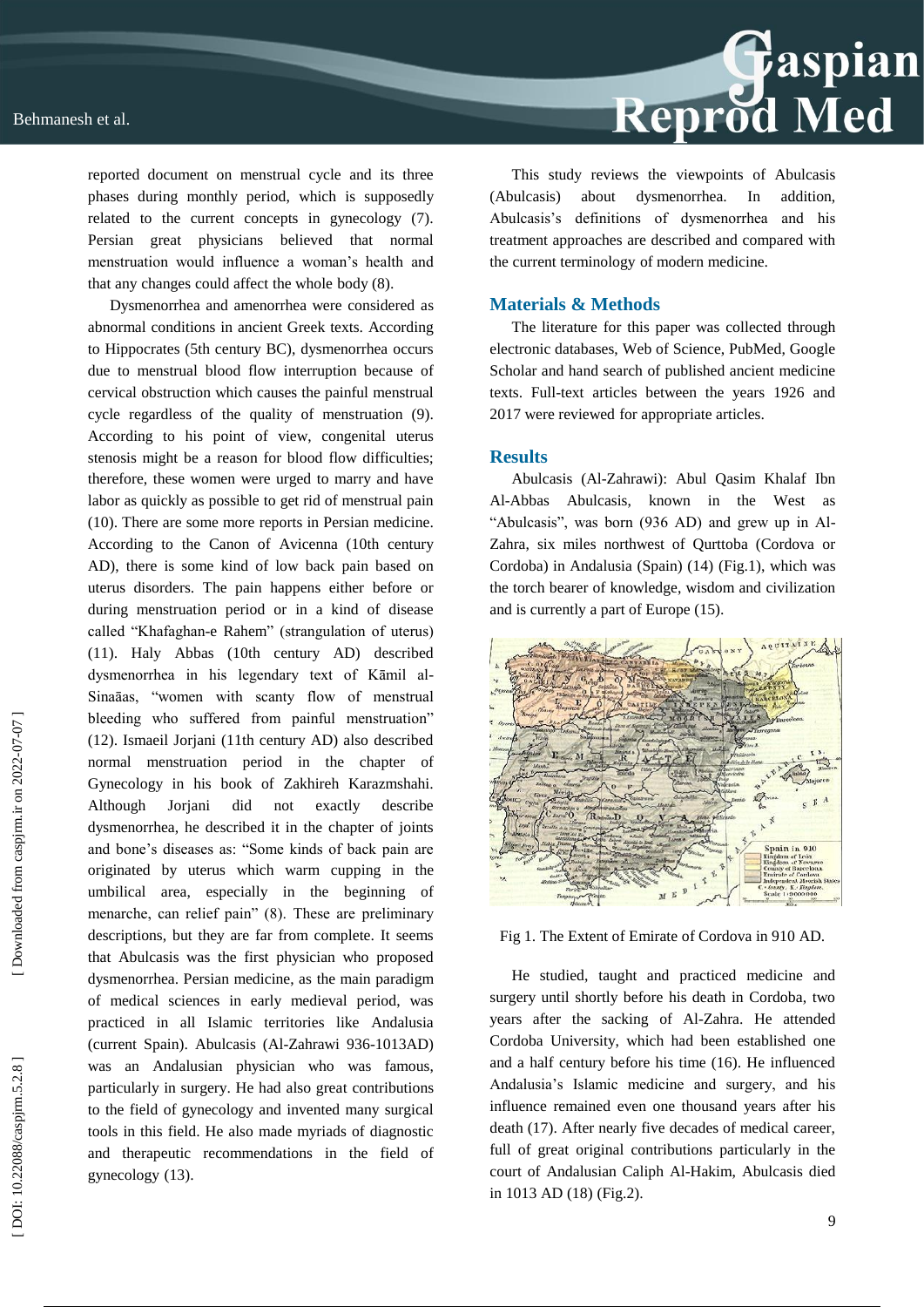reported document on menstrual cycle and its three phases during monthly period, which is supposedly related to the current concepts in gynecology (7). Persian great physicians believed that normal menstruation would influence a woman's health and that any changes could affect the whole body (8).

Dysmenorrhea and amenorrhea were considered as abnormal conditions in ancient Greek texts. According to Hippocrates (5th century BC), dysmenorrhea occurs due to menstrual blood flow interruption because of cervical obstruction which causes the painful menstrual cycle regardless of the quality of menstruation (9). According to his point of view, congenital uterus stenosis might be a reason for blood flow difficulties; therefore, these women were urged to marry and have labor as quickly as possible to get rid of menstrual pain (10). There are some more reports in Persian medicine. According to the Canon of Avicenna (10th century AD), there is some kind of low back pain based on uterus disorders. The pain happens either before or during menstruation period or in a kind of disease called "Khafaghan-e Rahem" (strangulation of uterus) (11). Haly Abbas (10th century AD) described dysmenorrhea in his legendary text of Kāmil al-Sinaāas, "women with scanty flow of menstrual bleeding who suffered from painful menstruation" (12). Ismaeil Jorjani (11th century AD) also described normal menstruation period in the chapter of Gynecology in his book of Zakhireh Karazmshahi. Although Jorjani did not exactly describe dysmenorrhea, he described it in the chapter of joints and bone's diseases as: "Some kinds of back pain are originated by uterus which warm cupping in the umbilical area, especially in the beginning of menarche, can relief pain" (8). These are preliminary descriptions, but they are far from complete. It seems that Abulcasis was the first physician who proposed dysmenorrhea. Persian medicine, as the main paradigm of medical sciences in early medieval period, was practiced in all Islamic territories like Andalusia (current Spain). Abulcasis (Al-Zahrawi 936-1013AD) was an Andalusian physician who was famous, particularly in surgery. He had also great contributions to the field of gynecology and invented many surgical tools in this field. He also made myriads of diagnostic and therapeutic recommendations in the field of gynecology (13).

This study reviews the viewpoints of Abulcasis (Abulcasis) about dysmenorrhea. In addition, Abulcasis's definitions of dysmenorrhea and his treatment approaches are described and compared with the current terminology of modern medicine.

## Materials & Methods

The literature for this paper was collected through electronic databases, Web of Science, PubMed, Google Scholar and hand search of published ancient medicine texts. Full-text articles between the years 1926 and 2017 were reviewed for appropriate articles.

## Results

Abulcasis (Al-Zahrawi): Abul Qasim Khalaf Ibn Al-Abbas Abulcasis, known in the West as "Abulcasis", was born (936 AD) and grew up in Al-Zahra, six miles northwest of Qurttoba (Cordova or Cordoba) in Andalusia (Spain) (14) (Fig.1), which was the torch bearer of knowledge, wisdom and civilization and is currently a part of Europe (15).

Fig 1. The Extent of Emirate of Cordova in 910 AD.

He studied, taught and practiced medicine and surgery until shortly before his death in Cordoba, two years after the sacking of Al-Zahra. He attended Cordoba University, which had been established one and a half century before his time (16). He influenced Andalusia's Islamic medicine and surgery, and his influence remained even one thousand years after his death (17). After nearly five decades of medical career, full of great original contributions particularly in the court of Andalusian Caliph Al-Hakim, Abulcasis died in 1013 AD (18) (Fig.2).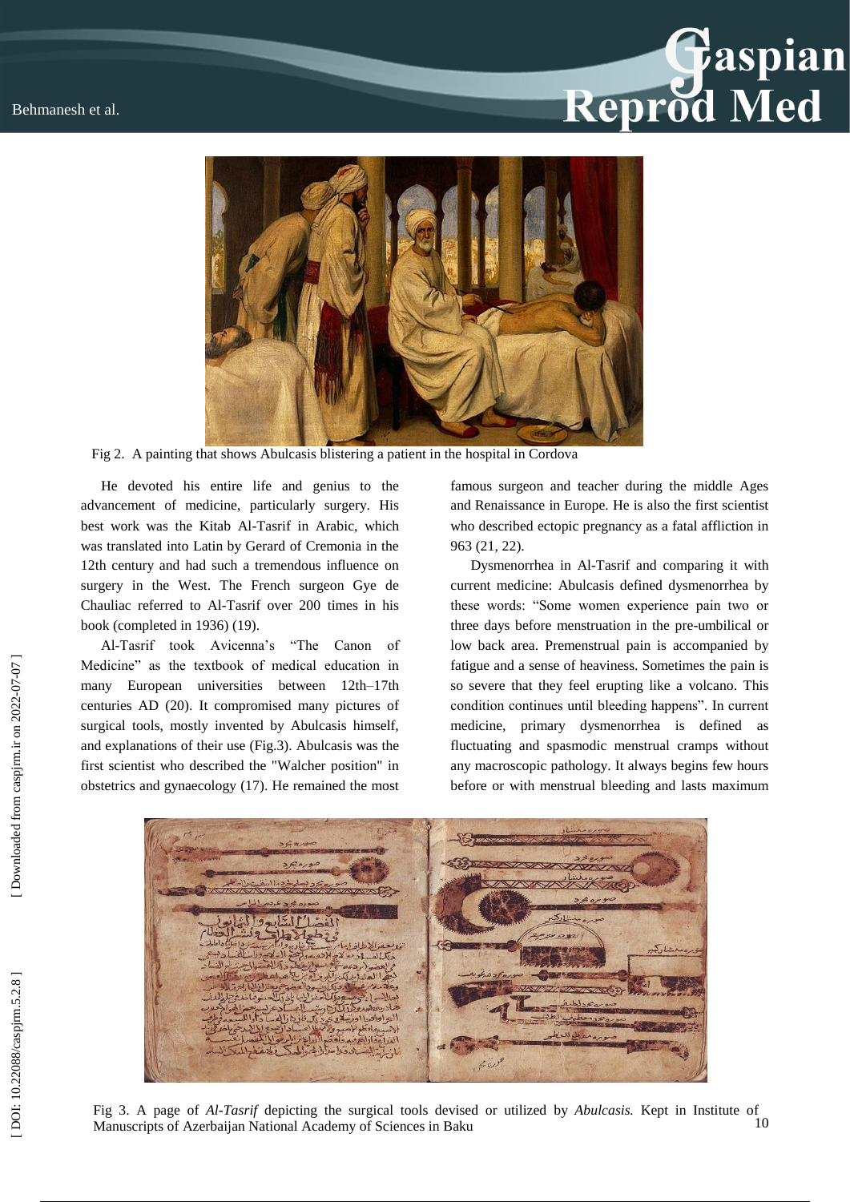Fig 2. A painting that shows Abulcasis blistering a patient in the hospital in Cordova

He devoted his entire life and genius to the advancement of medicine, particularly surgery. His best work was the Kitab Al-Tasrif in Arabic, which was translated into Latin by Gerard of Cremonia in the 12th century and had such a tremendous influence on surgery in the West. The French surgeon Gye de Chauliac referred to Al-Tasrif over 200 times in his book (completed in 1936) (19).

Al-Tasrif took Avicenna's "The Canon of Medicine" as the textbook of medical education in many European universities between 12th–17th centuries AD (20). It compromised many pictures of surgical tools, mostly invented by Abulcasis himself, and explanations of their use (Fig.3). Abulcasis was the first scientist who described the "Walcher position" in obstetrics and gynaecology (17). He remained the most famous surgeon and teacher during the middle Ages and Renaissance in Europe. He is also the first scientist who described ectopic pregnancy as a fatal affliction in 963 (21, 22).

Dysmenorrhea in Al-Tasrif and comparing it with current medicine: Abulcasis defined dysmenorrhea by these words: "Some women experience pain two or three days before menstruation in the pre-umbilical or low back area. Premenstrual pain is accompanied by fatigue and a sense of heaviness. Sometimes the pain is so severe that they feel erupting like a volcano. This condition continues until bleeding happens". In current medicine, primary dysmenorrhea is defined as fluctuating and spasmodic menstrual cramps without any macroscopic pathology. It always begins few hours before or with menstrual bleeding and lasts maximum

Fig 3. A page of *Al-Tasrif* depicting the surgical tools devised or utilized by *Abulcasis.* Kept in Institute of Manuscripts of Azerbaijan National Academy of Sciences in Baku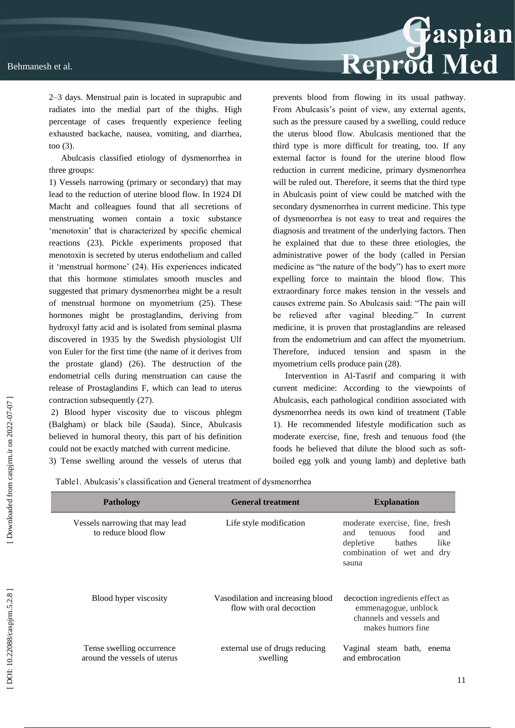2–3 days. Menstrual pain is located in suprapubic and radiates into the medial part of the thighs. High percentage of cases frequently experience feeling exhausted backache, nausea, vomiting, and diarrhea, too (3).

Abulcasis classified etiology of dysmenorrhea in three groups:

1) Vessels narrowing (primary or secondary) that may lead to the reduction of uterine blood flow. In 1924 DI Macht and colleagues found that all secretions of menstruating women contain a toxic substance 'menotoxin' that is characterized by specific chemical reactions (23). Pickle experiments proposed that menotoxin is secreted by uterus endothelium and called it 'menstrual hormone' (24). His experiences indicated that this hormone stimulates smooth muscles and suggested that primary dysmenorrhea might be a result of menstrual hormone on myometrium (25). These hormones might be prostaglandins, deriving from hydroxyl fatty acid and is isolated from seminal plasma discovered in 1935 by the Swedish physiologist Ulf von Euler for the first time (the name of it derives from the prostate gland) (26). The destruction of the endometrial cells during menstruation can cause the release of Prostaglandins F, which can lead to uterus contraction subsequently (27).

2) Blood hyper viscosity due to viscous phlegm (Balgham) or black bile (Sauda). Since, Abulcasis believed in humoral theory, this part of his definition could not be exactly matched with current medicine.

3) Tense swelling around the vessels of uterus that prevents blood from flowing in its usual pathway. From Abulcasis's point of view, any external agents, such as the pressure caused by a swelling, could reduce the uterus blood flow. Abulcasis mentioned that the third type is more difficult for treating, too. If any external factor is found for the uterine blood flow reduction in current medicine, primary dysmenorrhea will be ruled out. Therefore, it seems that the third type in Abulcasis point of view could be matched with the secondary dysmenorrhea in current medicine. This type of dysmenorrhea is not easy to treat and requires the diagnosis and treatment of the underlying factors. Then he explained that due to these three etiologies, the administrative power of the body (called in Persian medicine as "the nature of the body") has to exert more expelling force to maintain the blood flow. This extraordinary force makes tension in the vessels and causes extreme pain. So Abulcasis said: "The pain will be relieved after vaginal bleeding." In current medicine, it is proven that prostaglandins are released from the endometrium and can affect the myometrium. Therefore, induced tension and spasm in the myometrium cells produce pain (28).

Intervention in Al-Tasrif and comparing it with current medicine: According to the viewpoints of Abulcasis, each pathological condition associated with dysmenorrhea needs its own kind of treatment (Table 1). He recommended lifestyle modification such as moderate exercise, fine, fresh and tenuous food (the foods he believed that dilute the blood such as soft-boiled egg yolk and young lamb) and depletive bath

Table1. Abulcasis's classification and General treatment of dysmenorrhea

| Pathology | General treatment | Explanation |
|---|---|---|
| Vessels narrowing that may lead to reduce blood flow | Life style modification | moderate exercise, fine, fresh and tenuous food and depletive bathes like combination of wet and dry sauna |
| Blood hyper viscosity | Vasodilation and increasing blood flow with oral decoction | decoction ingredients effect as emmenagogue, unblock channels and vessels and makes humors fine |
| Tense swelling occurrence around the vessels of uterus | external use of drugs reducing swelling | Vaginal steam bath, enema and embrocation |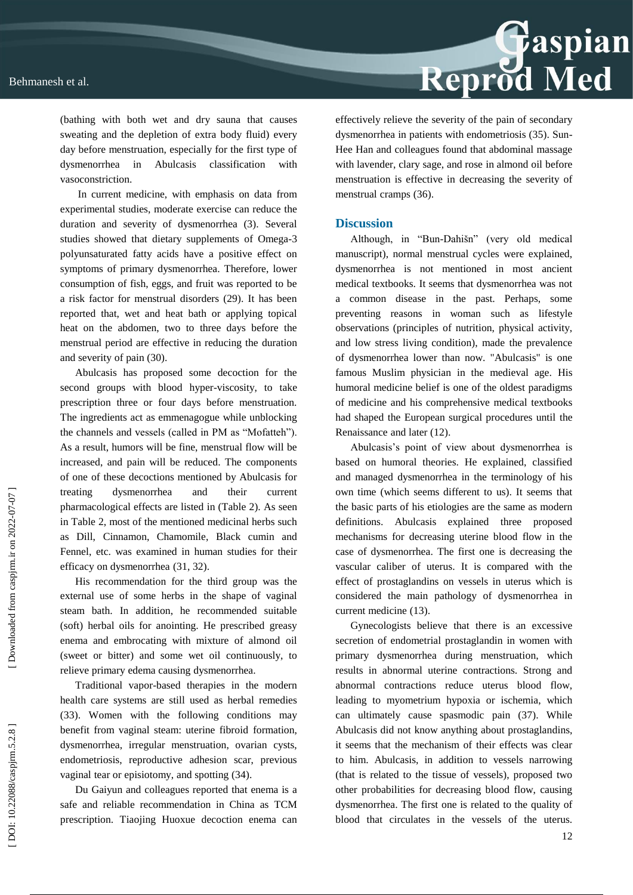(bathing with both wet and dry sauna that causes sweating and the depletion of extra body fluid) every day before menstruation, especially for the first type of dysmenorrhea in Abulcasis classification with vasoconstriction.

In current medicine, with emphasis on data from experimental studies, moderate exercise can reduce the duration and severity of dysmenorrhea (3). Several studies showed that dietary supplements of Omega-3 polyunsaturated fatty acids have a positive effect on symptoms of primary dysmenorrhea. Therefore, lower consumption of fish, eggs, and fruit was reported to be a risk factor for menstrual disorders (29). It has been reported that, wet and heat bath or applying topical heat on the abdomen, two to three days before the menstrual period are effective in reducing the duration and severity of pain (30).

Abulcasis has proposed some decoction for the second groups with blood hyper-viscosity, to take prescription three or four days before menstruation. The ingredients act as emmenagogue while unblocking the channels and vessels (called in PM as "Mofatteh"). As a result, humors will be fine, menstrual flow will be increased, and pain will be reduced. The components of one of these decoctions mentioned by Abulcasis for treating dysmenorrhea and their current pharmacological effects are listed in (Table 2). As seen in Table 2, most of the mentioned medicinal herbs such as Dill, Cinnamon, Chamomile, Black cumin and Fennel, etc. was examined in human studies for their efficacy on dysmenorrhea (31, 32).

His recommendation for the third group was the external use of some herbs in the shape of vaginal steam bath. In addition, he recommended suitable (soft) herbal oils for anointing. He prescribed greasy enema and embrocating with mixture of almond oil (sweet or bitter) and some wet oil continuously, to relieve primary edema causing dysmenorrhea.

Traditional vapor-based therapies in the modern health care systems are still used as herbal remedies (33). Women with the following conditions may benefit from vaginal steam: uterine fibroid formation, dysmenorrhea, irregular menstruation, ovarian cysts, endometriosis, reproductive adhesion scar, previous vaginal tear or episiotomy, and spotting (34).

Du Gaiyun and colleagues reported that enema is a safe and reliable recommendation in China as TCM prescription. Tiaojing Huoxue decoction enema can effectively relieve the severity of the pain of secondary dysmenorrhea in patients with endometriosis (35). Sun-Hee Han and colleagues found that abdominal massage with lavender, clary sage, and rose in almond oil before menstruation is effective in decreasing the severity of menstrual cramps (36).

## Discussion

Although, in "Bun-Dahišn" (very old medical manuscript), normal menstrual cycles were explained, dysmenorrhea is not mentioned in most ancient medical textbooks. It seems that dysmenorrhea was not a common disease in the past. Perhaps, some preventing reasons in woman such as lifestyle observations (principles of nutrition, physical activity, and low stress living condition), made the prevalence of dysmenorrhea lower than now. "Abulcasis" is one famous Muslim physician in the medieval age. His humoral medicine belief is one of the oldest paradigms of medicine and his comprehensive medical textbooks had shaped the European surgical procedures until the Renaissance and later (12).

Abulcasis's point of view about dysmenorrhea is based on humoral theories. He explained, classified and managed dysmenorrhea in the terminology of his own time (which seems different to us). It seems that the basic parts of his etiologies are the same as modern definitions. Abulcasis explained three proposed mechanisms for decreasing uterine blood flow in the case of dysmenorrhea. The first one is decreasing the vascular caliber of uterus. It is compared with the effect of prostaglandins on vessels in uterus which is considered the main pathology of dysmenorrhea in current medicine (13).

Gynecologists believe that there is an excessive secretion of endometrial prostaglandin in women with primary dysmenorrhea during menstruation, which results in abnormal uterine contractions. Strong and abnormal contractions reduce uterus blood flow, leading to myometrium hypoxia or ischemia, which can ultimately cause spasmodic pain (37). While Abulcasis did not know anything about prostaglandins, it seems that the mechanism of their effects was clear to him. Abulcasis, in addition to vessels narrowing (that is related to the tissue of vessels), proposed two other probabilities for decreasing blood flow, causing dysmenorrhea. The first one is related to the quality of blood that circulates in the vessels of the uterus.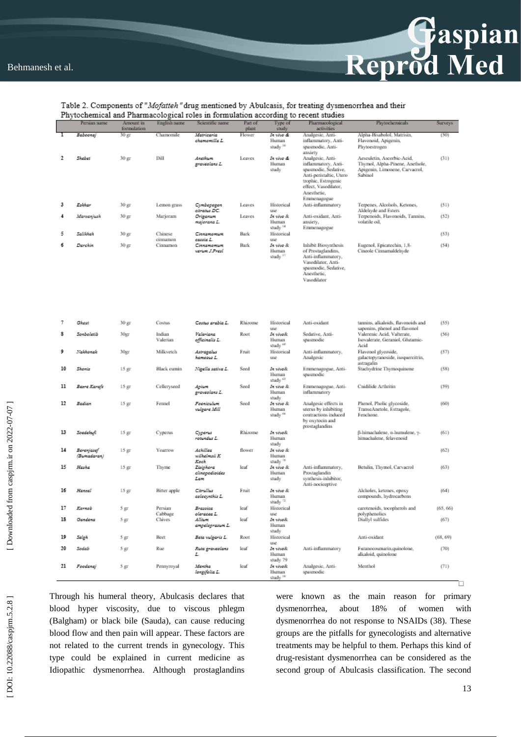Table 2. Components of "*Mofatteh*" drug mentioned by Abulcasis, for treating dysmenorrhea and their Phytochemical and Pharmacological roles in formulation according to recent studies

| | Persian name | Amount in formulation | English name | Scientific name | Part of plant | Type of study | Pharmacological activities | Phytochemicals | Surveys |
|---|---|---|---|---|---|---|---|---|---|
| 1 | *Baboonaj* | 30 gr | Chamomile | *Matricaria chamomilla L.* | Flower | *In vivo* & Human study [58] | Analgesic, Anti-inflammatory, Anti-spasmodic, Anti-anxiety | Alpha-Bisabolol, Matrisin, Flavonoid, Apigenin, Phytoestrogen | (50) |
| 2 | *Shebet* | 30 gr | Dill | *Anethum graveolens L.* | Leaves | *In vivo* & Human study | Analgesic, Anti-inflammatory, Anti-spasmodic, Sedative, Anti-peristaltic, Utero trophic, Estrogenic effect, Vasodilator, Anesthetic, Emmenagogue | Aesculetin, Ascorbic-Acid, Thymol, Alpha-Pinene, Anethole, Apigenin, Limonene, Carvacrol, Sabinol | (31) |
| 3 | *Ezkhar* | 30 gr | Lemon grass | *Cymbopogon citratus DC.* | Leaves | Historical use | Anti-inflammatory | Terpenes, Alcohols, Ketones, Aldehyde and Esters | (51) |
| 4 | *Marzanjush* | 30 gr | Marjoram | *Origanum majorana L.* | Leaves | *In vivo* & Human study [54] | Anti-oxidant, Anti-anxiety, Emmenagogue | Terpenoids, Flavonoids, Tannins, volatile oil, | (52) |
| 5 | *Salikhah* | 30 gr | Chinese cinnamon | *Cinnamomum cassia L.* | Bark | Historical use | | | (53) |
| 6 | *Darchin* | 30 gr | Cinnamon | *Cinnamomum verum J.Presl* | Bark | *In vivo* & Human study [57] | Inhibit Biosynthesis of Prostaglandins, Anti-inflammatory, Vasodilator, Anti-spasmodic, Sedative, Anesthetic, Vasodilator | Eugenol, Epicatechin, 1,8-Cineole Cinnamaldehyde | (54) |
| 7 | *Ghest* | 30 gr | Costus | *Costus arabia L.* | Rhizome | Historical use | Anti-oxidant | tannins, alkaloids, flavonoids and saponins, phenol and flavonol | (55) |
| 8 | *Sonboletib* | 30gr | Indian Valerian | *Valeriana officinalis L.* | Root | *In vivo*& Human study [60] | Sedative, Anti-spasmodic | Valerenic Acid, Valterate, Isovalerate, Geraniol, Glutamic-Acid | (56) |
| 9 | *Nakhonak* | 30gr | Milkvetch | *Astragalus hamosus L.* | Fruit | Historical use | Anti-inflammatory, Analgesic | Flavonol glycoside, galactopyranoside, isoquercitrin, astragalin | (57) |
| 10 | *Shoniz* | 15 gr | Black cumin | *Nigella sativa L.* | Seed | *In vivo*& Human study [63] | Emmenagogue, Anti-spasmodic | Stachydrine Thymoquinone | (58) |
| 11 | *Bazre Karafs* | 15 gr | Celleryseed | *Apium graveolens L.* | Seed | *In vivo* & Human study | Emmenagogue, Anti-inflammatory | Cnidilide Arthritin | (59) |
| 12 | *Badian* | 15 gr | Fennel | *Foeniculum vulgare Mill* | Seed | *In vivo* & Human study [66] | Analgesic effects in uterus by inhibiting contractions induced by oxytocin and prostaglandins | Phenol, Pholic glycoside, TranseAnetole, Estragole, Fenchone. | (60) |
| 13 | *Soedekufi* | 15 gr | Cyperus | *Cyperus rotundus L.* | Rhizome | *In vivo*& Human study | | β-himachalene, α-humulene, γ-himachalene, felavenoid | (61) |
| 14 | *Berenjasef (Bumadaran)* | 15 gr | Yoarrow | *Achillea wilhelmsii K Koch* | flower | *In vivo* & Human study [70] | | | (62) |
| 15 | *Hasha* | 15 gr | Thyme | *Ziziphora clinopodioides Lam* | leaf | *In vivo* & Human study | Anti-inflammatory, Prostaglandin synthesis-inhibitor, Anti-nociceptive | Betulin, Thymol, Carvacrol | (63) |
| 16 | *Hanzal* | 15 gr | Bitter apple | *Citrullus colocynthis L.* | Fruit | *In vivo* & Human study [72] | | Alcholes, ketones, epoxy compounds, hydrocarbons | (64) |
| 17 | *Karnab* | 5 gr | Persian Cabbage | *Brassica oleracea L.* | leaf | Historical use | | carotenoids, tocopherols and polyphenolics | (65, 66) |
| 18 | *Gandena* | 5 gr | Chives | *Allium ampeloprasum L.* | leaf | *In vivo*& Human study | | Diallyl sulfides | (67) |
| 19 | *Selgh* | 5 gr | Beet | *Beta vulgaris L.* | Root | Historical use | | Anti-oxidant | (68, 69) |
| 20 | *Sodab* | 5 gr | Rue | *Ruta graveolens L.* | leaf | *In vivo*& Human study 79 | Anti-inflammatory | Furanocoumarin,quinolone, alkaloid, quinolone | (70) |
| 21 | *Foodanaj* | 5 gr | Pennyroyal | *Mentha longifolia L.* | leaf | *In vivo*& Human study [58] | Analgesic, Anti-spasmodic | Menthol | (71) |

Through his humeral theory, Abulcasis declares that blood hyper viscosity, due to viscous phlegm (Balgham) or black bile (Sauda), can cause reducing blood flow and then pain will appear. These factors are not related to the current trends in gynecology. This type could be explained in current medicine as Idiopathic dysmenorrhea. Although prostaglandins were known as the main reason for primary dysmenorrhea, about 18% of women with dysmenorrhea do not response to NSAIDs (38). These groups are the pitfalls for gynecologists and alternative treatments may be helpful to them. Perhaps this kind of drug-resistant dysmenorrhea can be considered as the second group of Abulcasis classification. The second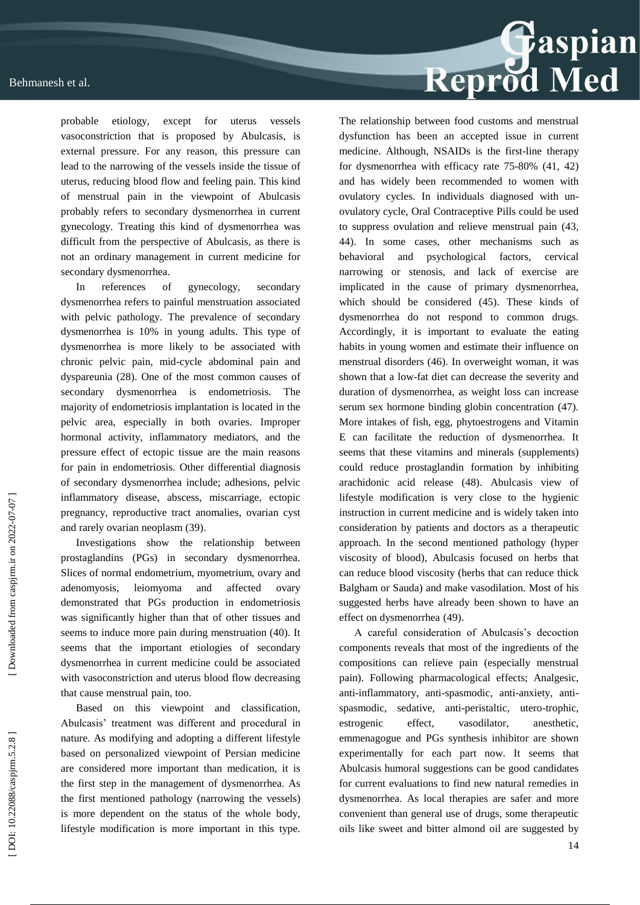probable etiology, except for uterus vessels vasoconstriction that is proposed by Abulcasis, is external pressure. For any reason, this pressure can lead to the narrowing of the vessels inside the tissue of uterus, reducing blood flow and feeling pain. This kind of menstrual pain in the viewpoint of Abulcasis probably refers to secondary dysmenorrhea in current gynecology. Treating this kind of dysmenorrhea was difficult from the perspective of Abulcasis, as there is not an ordinary management in current medicine for secondary dysmenorrhea.

In references of gynecology, secondary dysmenorrhea refers to painful menstruation associated with pelvic pathology. The prevalence of secondary dysmenorrhea is 10% in young adults. This type of dysmenorrhea is more likely to be associated with chronic pelvic pain, mid-cycle abdominal pain and dyspareunia (28). One of the most common causes of secondary dysmenorrhea is endometriosis. The majority of endometriosis implantation is located in the pelvic area, especially in both ovaries. Improper hormonal activity, inflammatory mediators, and the pressure effect of ectopic tissue are the main reasons for pain in endometriosis. Other differential diagnosis of secondary dysmenorrhea include; adhesions, pelvic inflammatory disease, abscess, miscarriage, ectopic pregnancy, reproductive tract anomalies, ovarian cyst and rarely ovarian neoplasm (39).

Investigations show the relationship between prostaglandins (PGs) in secondary dysmenorrhea. Slices of normal endometrium, myometrium, ovary and adenomyosis, leiomyoma and affected ovary demonstrated that PGs production in endometriosis was significantly higher than that of other tissues and seems to induce more pain during menstruation (40). It seems that the important etiologies of secondary dysmenorrhea in current medicine could be associated with vasoconstriction and uterus blood flow decreasing that cause menstrual pain, too.

Based on this viewpoint and classification, Abulcasis' treatment was different and procedural in nature. As modifying and adopting a different lifestyle based on personalized viewpoint of Persian medicine are considered more important than medication, it is the first step in the management of dysmenorrhea. As the first mentioned pathology (narrowing the vessels) is more dependent on the status of the whole body, lifestyle modification is more important in this type. The relationship between food customs and menstrual dysfunction has been an accepted issue in current medicine. Although, NSAIDs is the first-line therapy for dysmenorrhea with efficacy rate 75-80% (41, 42) and has widely been recommended to women with ovulatory cycles. In individuals diagnosed with un-ovulatory cycle, Oral Contraceptive Pills could be used to suppress ovulation and relieve menstrual pain (43, 44). In some cases, other mechanisms such as behavioral and psychological factors, cervical narrowing or stenosis, and lack of exercise are implicated in the cause of primary dysmenorrhea, which should be considered (45). These kinds of dysmenorrhea do not respond to common drugs. Accordingly, it is important to evaluate the eating habits in young women and estimate their influence on menstrual disorders (46). In overweight woman, it was shown that a low-fat diet can decrease the severity and duration of dysmenorrhea, as weight loss can increase serum sex hormone binding globin concentration (47). More intakes of fish, egg, phytoestrogens and Vitamin E can facilitate the reduction of dysmenorrhea. It seems that these vitamins and minerals (supplements) could reduce prostaglandin formation by inhibiting arachidonic acid release (48). Abulcasis view of lifestyle modification is very close to the hygienic instruction in current medicine and is widely taken into consideration by patients and doctors as a therapeutic approach. In the second mentioned pathology (hyper viscosity of blood), Abulcasis focused on herbs that can reduce blood viscosity (herbs that can reduce thick Balgham or Sauda) and make vasodilation. Most of his suggested herbs have already been shown to have an effect on dysmenorrhea (49).

A careful consideration of Abulcasis's decoction components reveals that most of the ingredients of the compositions can relieve pain (especially menstrual pain). Following pharmacological effects; Analgesic, anti-inflammatory, anti-spasmodic, anti-anxiety, anti-spasmodic, sedative, anti-peristaltic, utero-trophic, estrogenic effect, vasodilator, anesthetic, emmenagogue and PGs synthesis inhibitor are shown experimentally for each part now. It seems that Abulcasis humoral suggestions can be good candidates for current evaluations to find new natural remedies in dysmenorrhea. As local therapies are safer and more convenient than general use of drugs, some therapeutic oils like sweet and bitter almond oil are suggested by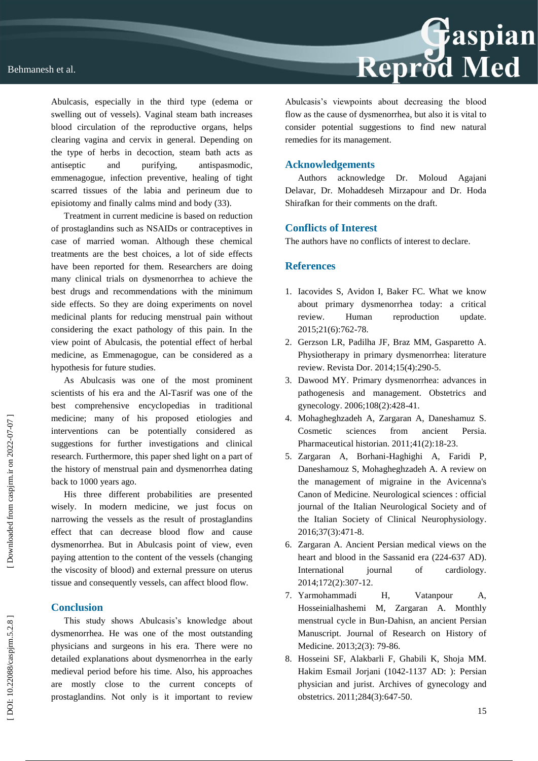Abulcasis, especially in the third type (edema or swelling out of vessels). Vaginal steam bath increases blood circulation of the reproductive organs, helps clearing vagina and cervix in general. Depending on the type of herbs in decoction, steam bath acts as antiseptic and purifying, antispasmodic, emmenagogue, infection preventive, healing of tight scarred tissues of the labia and perineum due to episiotomy and finally calms mind and body (33).

Treatment in current medicine is based on reduction of prostaglandins such as NSAIDs or contraceptives in case of married woman. Although these chemical treatments are the best choices, a lot of side effects have been reported for them. Researchers are doing many clinical trials on dysmenorrhea to achieve the best drugs and recommendations with the minimum side effects. So they are doing experiments on novel medicinal plants for reducing menstrual pain without considering the exact pathology of this pain. In the view point of Abulcasis, the potential effect of herbal medicine, as Emmenagogue, can be considered as a hypothesis for future studies.

As Abulcasis was one of the most prominent scientists of his era and the Al-Tasrif was one of the best comprehensive encyclopedias in traditional medicine; many of his proposed etiologies and interventions can be potentially considered as suggestions for further investigations and clinical research. Furthermore, this paper shed light on a part of the history of menstrual pain and dysmenorrhea dating back to 1000 years ago.

His three different probabilities are presented wisely. In modern medicine, we just focus on narrowing the vessels as the result of prostaglandins effect that can decrease blood flow and cause dysmenorrhea. But in Abulcasis point of view, even paying attention to the content of the vessels (changing the viscosity of blood) and external pressure on uterus tissue and consequently vessels, can affect blood flow.

## Conclusion

This study shows Abulcasis's knowledge about dysmenorrhea. He was one of the most outstanding physicians and surgeons in his era. There were no detailed explanations about dysmenorrhea in the early medieval period before his time. Also, his approaches are mostly close to the current concepts of prostaglandins. Not only is it important to review Abulcasis's viewpoints about decreasing the blood flow as the cause of dysmenorrhea, but also it is vital to consider potential suggestions to find new natural remedies for its management.

## Acknowledgements

Authors acknowledge Dr. Moloud Agajani Delavar, Dr. Mohaddeseh Mirzapour and Dr. Hoda Shirafkan for their comments on the draft.

## Conflicts of Interest

The authors have no conflicts of interest to declare.

## References

1. Iacovides S, Avidon I, Baker FC. What we know about primary dysmenorrhea today: a critical review. Human reproduction update. 2015;21(6):762-78.
2. Gerzson LR, Padilha JF, Braz MM, Gasparetto A. Physiotherapy in primary dysmenorrhea: literature review. Revista Dor. 2014;15(4):290-5.
3. Dawood MY. Primary dysmenorrhea: advances in pathogenesis and management. Obstetrics and gynecology. 2006;108(2):428-41.
4. Mohagheghzadeh A, Zargaran A, Daneshamuz S. Cosmetic sciences from ancient Persia. Pharmaceutical historian. 2011;41(2):18-23.
5. Zargaran A, Borhani-Haghighi A, Faridi P, Daneshamouz S, Mohagheghzadeh A. A review on the management of migraine in the Avicenna's Canon of Medicine. Neurological sciences : official journal of the Italian Neurological Society and of the Italian Society of Clinical Neurophysiology. 2016;37(3):471-8.
6. Zargaran A. Ancient Persian medical views on the heart and blood in the Sassanid era (224-637 AD). International journal of cardiology. 2014;172(2):307-12.
7. Yarmohammadi H, Vatanpour A, Hosseinialhashemi M, Zargaran A. Monthly menstrual cycle in Bun-Dahisn, an ancient Persian Manuscript. Journal of Research on History of Medicine. 2013;2(3): 79-86.
8. Hosseini SF, Alakbarli F, Ghabili K, Shoja MM. Hakim Esmail Jorjani (1042-1137 AD: ): Persian physician and jurist. Archives of gynecology and obstetrics. 2011;284(3):647-50.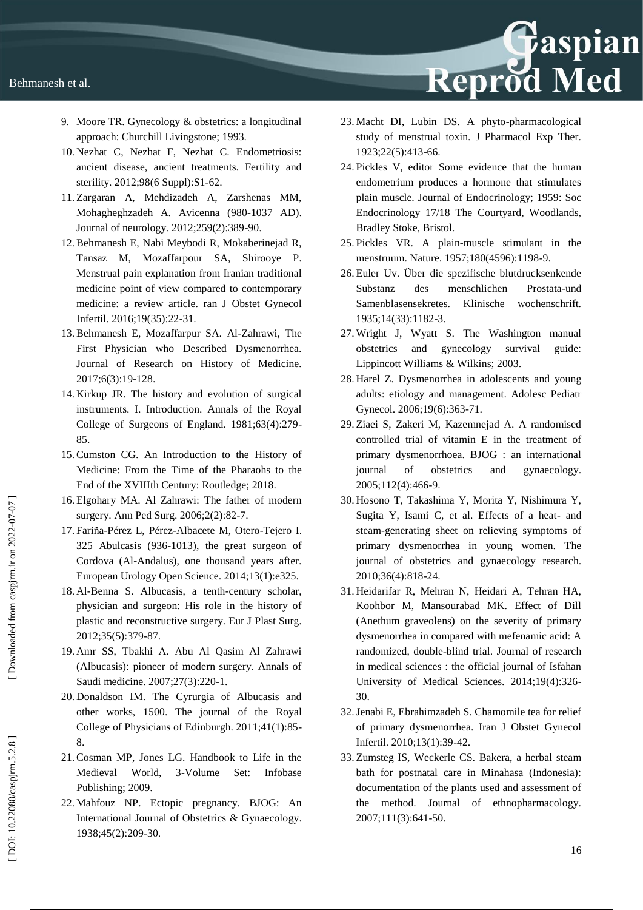9. Moore TR. Gynecology & obstetrics: a longitudinal approach: Churchill Livingstone; 1993.
10. Nezhat C, Nezhat F, Nezhat C. Endometriosis: ancient disease, ancient treatments. Fertility and sterility. 2012;98(6 Suppl):S1-62.
11. Zargaran A, Mehdizadeh A, Zarshenas MM, Mohagheghzadeh A. Avicenna (980-1037 AD). Journal of neurology. 2012;259(2):389-90.
12. Behmanesh E, Nabi Meybodi R, Mokaberinejad R, Tansaz M, Mozaffarpour SA, Shirooye P. Menstrual pain explanation from Iranian traditional medicine point of view compared to contemporary medicine: a review article. ran J Obstet Gynecol Infertil. 2016;19(35):22-31.
13. Behmanesh E, Mozaffarpur SA. Al-Zahrawi, The First Physician who Described Dysmenorrhea. Journal of Research on History of Medicine. 2017;6(3):19-128.
14. Kirkup JR. The history and evolution of surgical instruments. I. Introduction. Annals of the Royal College of Surgeons of England. 1981;63(4):279-85.
15. Cumston CG. An Introduction to the History of Medicine: From the Time of the Pharaohs to the End of the XVIIIth Century: Routledge; 2018.
16. Elgohary MA. Al Zahrawi: The father of modern surgery. Ann Ped Surg. 2006;2(2):82-7.
17. Fariña-Pérez L, Pérez-Albacete M, Otero-Tejero I. 325 Abulcasis (936-1013), the great surgeon of Cordova (Al-Andalus), one thousand years after. European Urology Open Science. 2014;13(1):e325.
18. Al-Benna S. Albucasis, a tenth-century scholar, physician and surgeon: His role in the history of plastic and reconstructive surgery. Eur J Plast Surg. 2012;35(5):379-87.
19. Amr SS, Tbakhi A. Abu Al Qasim Al Zahrawi (Albucasis): pioneer of modern surgery. Annals of Saudi medicine. 2007;27(3):220-1.
20. Donaldson IM. The Cyrurgia of Albucasis and other works, 1500. The journal of the Royal College of Physicians of Edinburgh. 2011;41(1):85-8.
21. Cosman MP, Jones LG. Handbook to Life in the Medieval World, 3-Volume Set: Infobase Publishing; 2009.
22. Mahfouz NP. Ectopic pregnancy. BJOG: An International Journal of Obstetrics & Gynaecology. 1938;45(2):209-30.
23. Macht DI, Lubin DS. A phyto-pharmacological study of menstrual toxin. J Pharmacol Exp Ther. 1923;22(5):413-66.
24. Pickles V, editor Some evidence that the human endometrium produces a hormone that stimulates plain muscle. Journal of Endocrinology; 1959: Soc Endocrinology 17/18 The Courtyard, Woodlands, Bradley Stoke, Bristol.
25. Pickles VR. A plain-muscle stimulant in the menstruum. Nature. 1957;180(4596):1198-9.
26. Euler Uv. Über die spezifische blutdrucksenkende Substanz des menschlichen Prostata-und Samenblasensekretes. Klinische wochenschrift. 1935;14(33):1182-3.
27. Wright J, Wyatt S. The Washington manual obstetrics and gynecology survival guide: Lippincott Williams & Wilkins; 2003.
28. Harel Z. Dysmenorrhea in adolescents and young adults: etiology and management. Adolesc Pediatr Gynecol. 2006;19(6):363-71.
29. Ziaei S, Zakeri M, Kazemnejad A. A randomised controlled trial of vitamin E in the treatment of primary dysmenorrhoea. BJOG : an international journal of obstetrics and gynaecology. 2005;112(4):466-9.
30. Hosono T, Takashima Y, Morita Y, Nishimura Y, Sugita Y, Isami C, et al. Effects of a heat- and steam-generating sheet on relieving symptoms of primary dysmenorrhea in young women. The journal of obstetrics and gynaecology research. 2010;36(4):818-24.
31. Heidarifar R, Mehran N, Heidari A, Tehran HA, Koohbor M, Mansourabad MK. Effect of Dill (Anethum graveolens) on the severity of primary dysmenorrhea in compared with mefenamic acid: A randomized, double-blind trial. Journal of research in medical sciences : the official journal of Isfahan University of Medical Sciences. 2014;19(4):326-30.
32. Jenabi E, Ebrahimzadeh S. Chamomile tea for relief of primary dysmenorrhea. Iran J Obstet Gynecol Infertil. 2010;13(1):39-42.
33. Zumsteg IS, Weckerle CS. Bakera, a herbal steam bath for postnatal care in Minahasa (Indonesia): documentation of the plants used and assessment of the method. Journal of ethnopharmacology. 2007;111(3):641-50.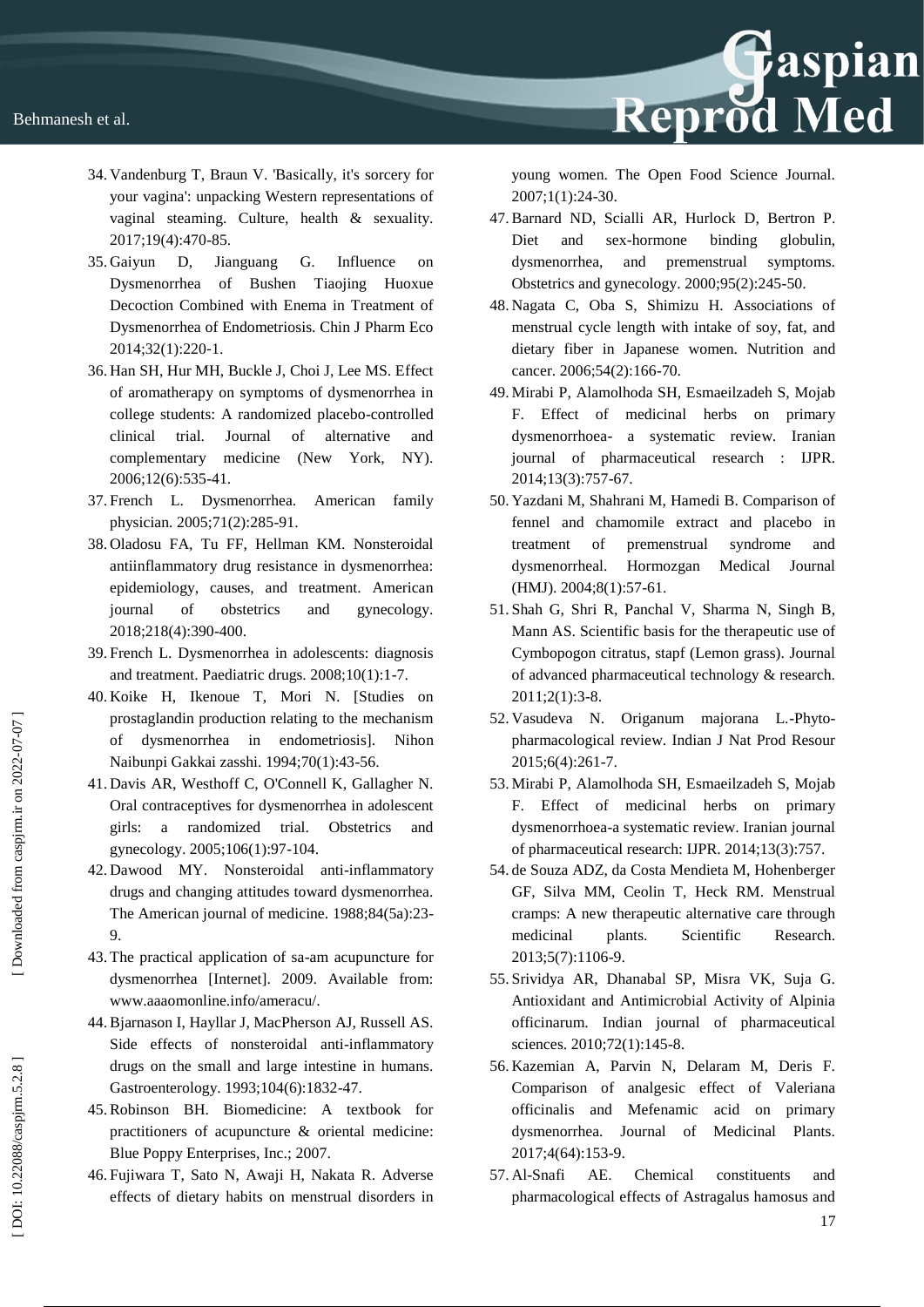34. Vandenburg T, Braun V. 'Basically, it's sorcery for your vagina': unpacking Western representations of vaginal steaming. Culture, health & sexuality. 2017;19(4):470-85.
35. Gaiyun D, Jianguang G. Influence on Dysmenorrhea of Bushen Tiaojing Huoxue Decoction Combined with Enema in Treatment of Dysmenorrhea of Endometriosis. Chin J Pharm Eco 2014;32(1):220-1.
36. Han SH, Hur MH, Buckle J, Choi J, Lee MS. Effect of aromatherapy on symptoms of dysmenorrhea in college students: A randomized placebo-controlled clinical trial. Journal of alternative and complementary medicine (New York, NY). 2006;12(6):535-41.
37. French L. Dysmenorrhea. American family physician. 2005;71(2):285-91.
38. Oladosu FA, Tu FF, Hellman KM. Nonsteroidal antiinflammatory drug resistance in dysmenorrhea: epidemiology, causes, and treatment. American journal of obstetrics and gynecology. 2018;218(4):390-400.
39. French L. Dysmenorrhea in adolescents: diagnosis and treatment. Paediatric drugs. 2008;10(1):1-7.
40. Koike H, Ikenoue T, Mori N. [Studies on prostaglandin production relating to the mechanism of dysmenorrhea in endometriosis]. Nihon Naibunpi Gakkai zasshi. 1994;70(1):43-56.
41. Davis AR, Westhoff C, O'Connell K, Gallagher N. Oral contraceptives for dysmenorrhea in adolescent girls: a randomized trial. Obstetrics and gynecology. 2005;106(1):97-104.
42. Dawood MY. Nonsteroidal anti-inflammatory drugs and changing attitudes toward dysmenorrhea. The American journal of medicine. 1988;84(5a):23-9.
43. The practical application of sa-am acupuncture for dysmenorrhea [Internet]. 2009. Available from: www.aaaomonline.info/ameracu/.
44. Bjarnason I, Hayllar J, MacPherson AJ, Russell AS. Side effects of nonsteroidal anti-inflammatory drugs on the small and large intestine in humans. Gastroenterology. 1993;104(6):1832-47.
45. Robinson BH. Biomedicine: A textbook for practitioners of acupuncture & oriental medicine: Blue Poppy Enterprises, Inc.; 2007.
46. Fujiwara T, Sato N, Awaji H, Nakata R. Adverse effects of dietary habits on menstrual disorders in young women. The Open Food Science Journal. 2007;1(1):24-30.
47. Barnard ND, Scialli AR, Hurlock D, Bertron P. Diet and sex-hormone binding globulin, dysmenorrhea, and premenstrual symptoms. Obstetrics and gynecology. 2000;95(2):245-50.
48. Nagata C, Oba S, Shimizu H. Associations of menstrual cycle length with intake of soy, fat, and dietary fiber in Japanese women. Nutrition and cancer. 2006;54(2):166-70.
49. Mirabi P, Alamolhoda SH, Esmaeilzadeh S, Mojab F. Effect of medicinal herbs on primary dysmenorrhoea- a systematic review. Iranian journal of pharmaceutical research : IJPR. 2014;13(3):757-67.
50. Yazdani M, Shahrani M, Hamedi B. Comparison of fennel and chamomile extract and placebo in treatment of premenstrual syndrome and dysmenorrheal. Hormozgan Medical Journal (HMJ). 2004;8(1):57-61.
51. Shah G, Shri R, Panchal V, Sharma N, Singh B, Mann AS. Scientific basis for the therapeutic use of Cymbopogon citratus, stapf (Lemon grass). Journal of advanced pharmaceutical technology & research. 2011;2(1):3-8.
52. Vasudeva N. Origanum majorana L.-Phyto-pharmacological review. Indian J Nat Prod Resour 2015;6(4):261-7.
53. Mirabi P, Alamolhoda SH, Esmaeilzadeh S, Mojab F. Effect of medicinal herbs on primary dysmenorrhoea-a systematic review. Iranian journal of pharmaceutical research: IJPR. 2014;13(3):757.
54. de Souza ADZ, da Costa Mendieta M, Hohenberger GF, Silva MM, Ceolin T, Heck RM. Menstrual cramps: A new therapeutic alternative care through medicinal plants. Scientific Research. 2013;5(7):1106-9.
55. Srividya AR, Dhanabal SP, Misra VK, Suja G. Antioxidant and Antimicrobial Activity of Alpinia officinarum. Indian journal of pharmaceutical sciences. 2010;72(1):145-8.
56. Kazemian A, Parvin N, Delaram M, Deris F. Comparison of analgesic effect of Valeriana officinalis and Mefenamic acid on primary dysmenorrhea. Journal of Medicinal Plants. 2017;4(64):153-9.
57. Al-Snafi AE. Chemical constituents and pharmacological effects of Astragalus hamosus and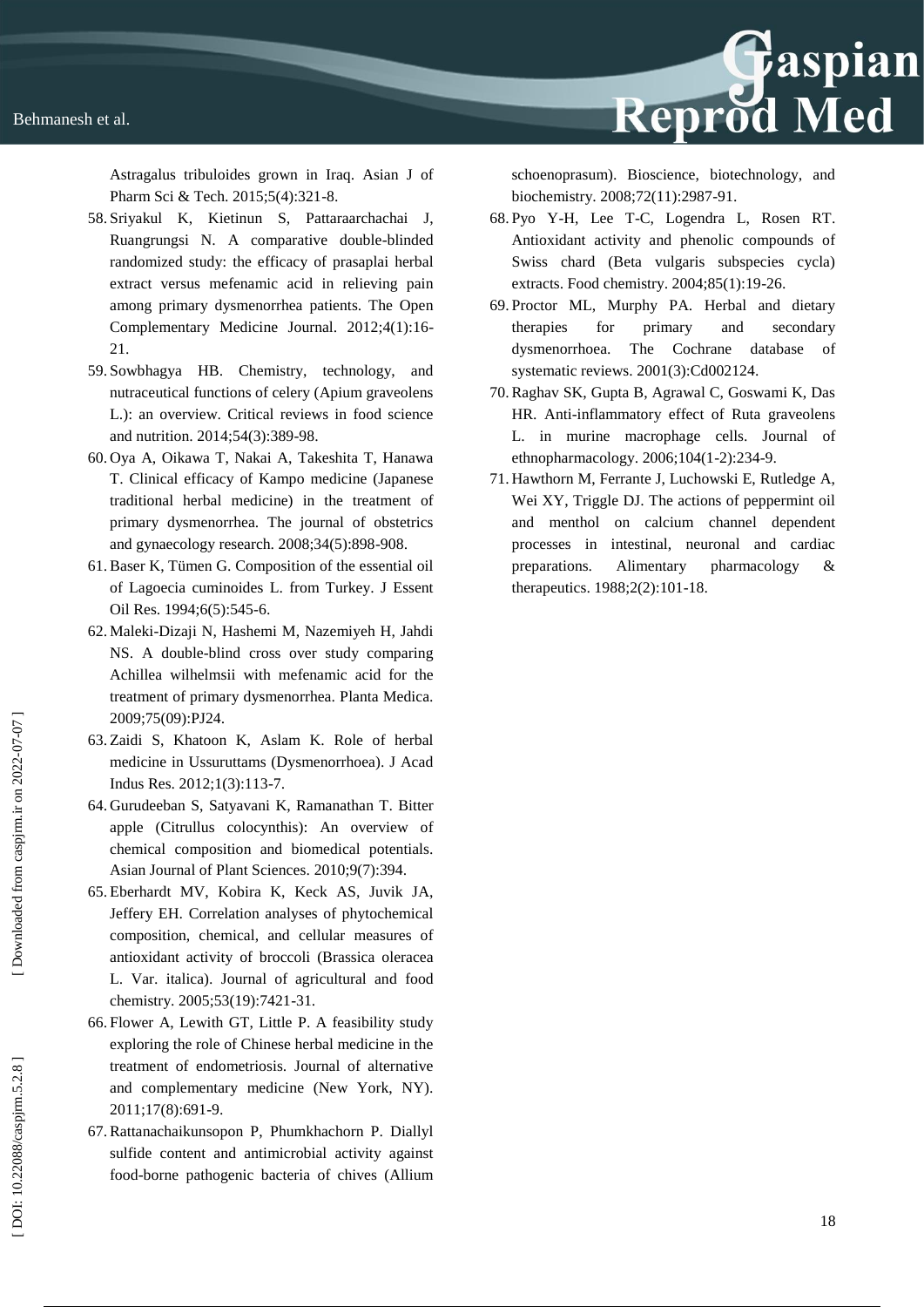Astragalus tribuloides grown in Iraq. Asian J of Pharm Sci & Tech. 2015;5(4):321-8.

58. Sriyakul K, Kietinun S, Pattaraarchachai J, Ruangrungsi N. A comparative double-blinded randomized study: the efficacy of prasaplai herbal extract versus mefenamic acid in relieving pain among primary dysmenorrhea patients. The Open Complementary Medicine Journal. 2012;4(1):16-21.
59. Sowbhagya HB. Chemistry, technology, and nutraceutical functions of celery (Apium graveolens L.): an overview. Critical reviews in food science and nutrition. 2014;54(3):389-98.
60. Oya A, Oikawa T, Nakai A, Takeshita T, Hanawa T. Clinical efficacy of Kampo medicine (Japanese traditional herbal medicine) in the treatment of primary dysmenorrhea. The journal of obstetrics and gynaecology research. 2008;34(5):898-908.
61. Baser K, Tümen G. Composition of the essential oil of Lagoecia cuminoides L. from Turkey. J Essent Oil Res. 1994;6(5):545-6.
62. Maleki-Dizaji N, Hashemi M, Nazemiyeh H, Jahdi NS. A double-blind cross over study comparing Achillea wilhelmsii with mefenamic acid for the treatment of primary dysmenorrhea. Planta Medica. 2009;75(09):PJ24.
63. Zaidi S, Khatoon K, Aslam K. Role of herbal medicine in Ussuruttams (Dysmenorrhoea). J Acad Indus Res. 2012;1(3):113-7.
64. Gurudeeban S, Satyavani K, Ramanathan T. Bitter apple (Citrullus colocynthis): An overview of chemical composition and biomedical potentials. Asian Journal of Plant Sciences. 2010;9(7):394.
65. Eberhardt MV, Kobira K, Keck AS, Juvik JA, Jeffery EH. Correlation analyses of phytochemical composition, chemical, and cellular measures of antioxidant activity of broccoli (Brassica oleracea L. Var. italica). Journal of agricultural and food chemistry. 2005;53(19):7421-31.
66. Flower A, Lewith GT, Little P. A feasibility study exploring the role of Chinese herbal medicine in the treatment of endometriosis. Journal of alternative and complementary medicine (New York, NY). 2011;17(8):691-9.
67. Rattanachaikunsopon P, Phumkhachorn P. Diallyl sulfide content and antimicrobial activity against food-borne pathogenic bacteria of chives (Allium schoenoprasum). Bioscience, biotechnology, and biochemistry. 2008;72(11):2987-91.
68. Pyo Y-H, Lee T-C, Logendra L, Rosen RT. Antioxidant activity and phenolic compounds of Swiss chard (Beta vulgaris subspecies cycla) extracts. Food chemistry. 2004;85(1):19-26.
69. Proctor ML, Murphy PA. Herbal and dietary therapies for primary and secondary dysmenorrhoea. The Cochrane database of systematic reviews. 2001(3):Cd002124.
70. Raghav SK, Gupta B, Agrawal C, Goswami K, Das HR. Anti-inflammatory effect of Ruta graveolens L. in murine macrophage cells. Journal of ethnopharmacology. 2006;104(1-2):234-9.
71. Hawthorn M, Ferrante J, Luchowski E, Rutledge A, Wei XY, Triggle DJ. The actions of peppermint oil and menthol on calcium channel dependent processes in intestinal, neuronal and cardiac preparations. Alimentary pharmacology & therapeutics. 1988;2(2):101-18.